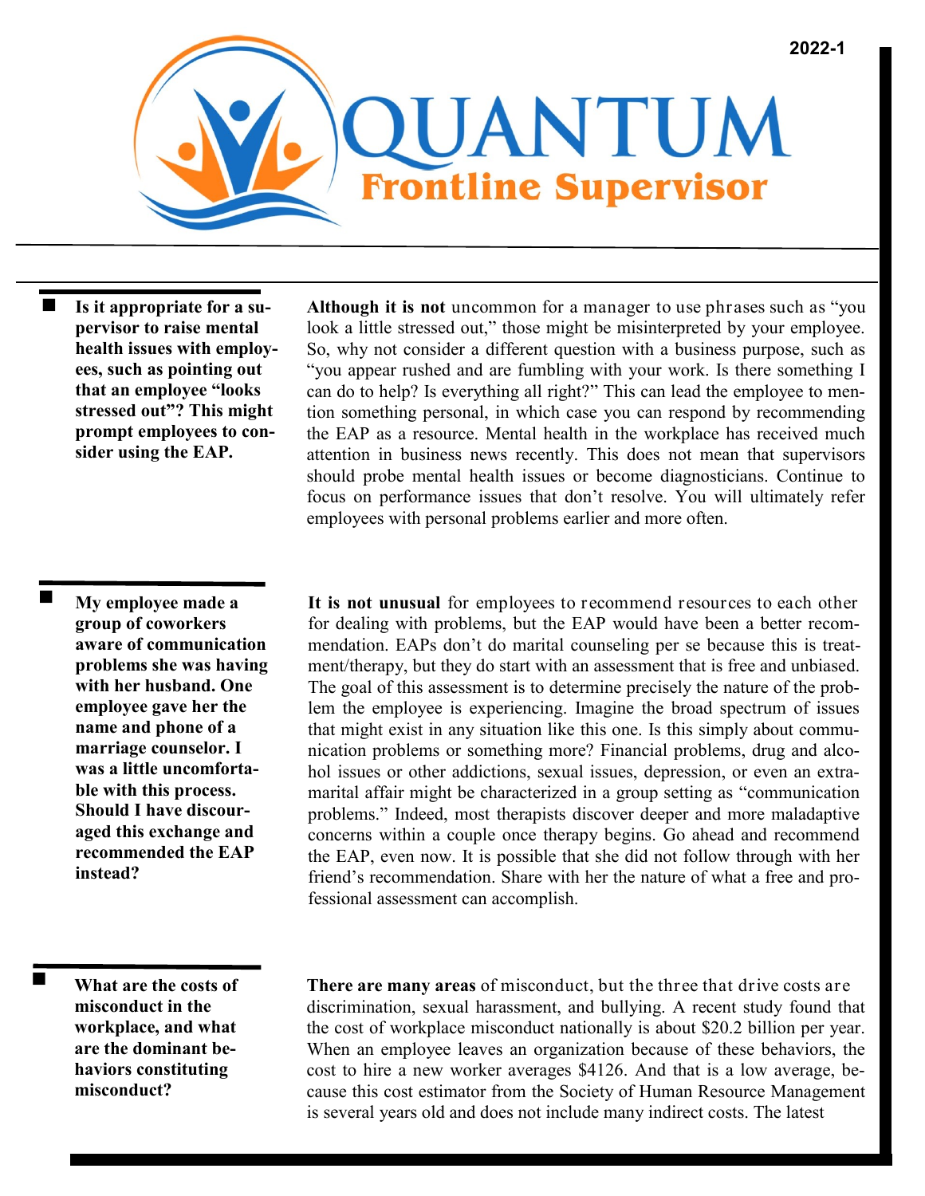2022-1

# QUANTUM
## Frontline Supervisor

**Is it appropriate for a supervisor to raise mental health issues with employees, such as pointing out that an employee "looks stressed out"? This might prompt employees to consider using the EAP.**

**Although it is not** uncommon for a manager to use phrases such as "you look a little stressed out," those might be misinterpreted by your employee. So, why not consider a different question with a business purpose, such as "you appear rushed and are fumbling with your work. Is there something I can do to help? Is everything all right?" This can lead the employee to mention something personal, in which case you can respond by recommending the EAP as a resource. Mental health in the workplace has received much attention in business news recently. This does not mean that supervisors should probe mental health issues or become diagnosticians. Continue to focus on performance issues that don't resolve. You will ultimately refer employees with personal problems earlier and more often.

**My employee made a group of coworkers aware of communication problems she was having with her husband. One employee gave her the name and phone of a marriage counselor. I was a little uncomfortable with this process. Should I have discouraged this exchange and recommended the EAP instead?**

**It is not unusual** for employees to recommend resources to each other for dealing with problems, but the EAP would have been a better recommendation. EAPs don't do marital counseling per se because this is treatment/therapy, but they do start with an assessment that is free and unbiased. The goal of this assessment is to determine precisely the nature of the problem the employee is experiencing. Imagine the broad spectrum of issues that might exist in any situation like this one. Is this simply about communication problems or something more? Financial problems, drug and alcohol issues or other addictions, sexual issues, depression, or even an extramarital affair might be characterized in a group setting as "communication problems." Indeed, most therapists discover deeper and more maladaptive concerns within a couple once therapy begins. Go ahead and recommend the EAP, even now. It is possible that she did not follow through with her friend's recommendation. Share with her the nature of what a free and professional assessment can accomplish.

**What are the costs of misconduct in the workplace, and what are the dominant behaviors constituting misconduct?**

**There are many areas** of misconduct, but the three that drive costs are discrimination, sexual harassment, and bullying. A recent study found that the cost of workplace misconduct nationally is about $20.2 billion per year. When an employee leaves an organization because of these behaviors, the cost to hire a new worker averages $4126. And that is a low average, because this cost estimator from the Society of Human Resource Management is several years old and does not include many indirect costs. The latest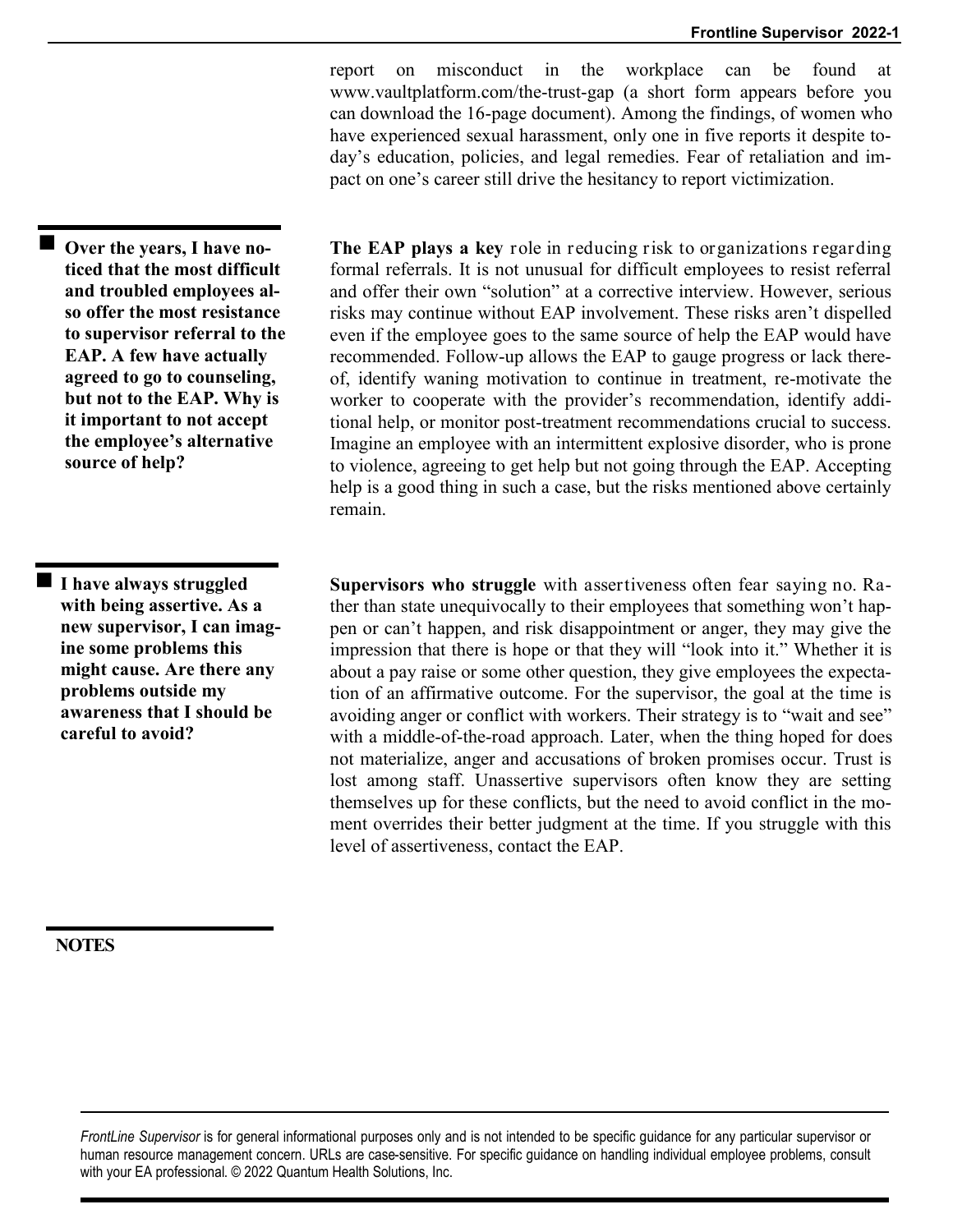report on misconduct in the workplace can be found at www.vaultplatform.com/the-trust-gap (a short form appears before you can download the 16-page document). Among the findings, of women who have experienced sexual harassment, only one in five reports it despite today's education, policies, and legal remedies. Fear of retaliation and impact on one's career still drive the hesitancy to report victimization.

**Over the years, I have noticed that the most difficult and troubled employees also offer the most resistance to supervisor referral to the EAP. A few have actually agreed to go to counseling, but not to the EAP. Why is it important to not accept the employee's alternative source of help?**

**The EAP plays a key** role in reducing risk to organizations regarding formal referrals. It is not unusual for difficult employees to resist referral and offer their own "solution" at a corrective interview. However, serious risks may continue without EAP involvement. These risks aren't dispelled even if the employee goes to the same source of help the EAP would have recommended. Follow-up allows the EAP to gauge progress or lack thereof, identify waning motivation to continue in treatment, re-motivate the worker to cooperate with the provider's recommendation, identify additional help, or monitor post-treatment recommendations crucial to success. Imagine an employee with an intermittent explosive disorder, who is prone to violence, agreeing to get help but not going through the EAP. Accepting help is a good thing in such a case, but the risks mentioned above certainly remain.

**I have always struggled with being assertive. As a new supervisor, I can imagine some problems this might cause. Are there any problems outside my awareness that I should be careful to avoid?**

**Supervisors who struggle** with assertiveness often fear saying no. Rather than state unequivocally to their employees that something won't happen or can't happen, and risk disappointment or anger, they may give the impression that there is hope or that they will "look into it." Whether it is about a pay raise or some other question, they give employees the expectation of an affirmative outcome. For the supervisor, the goal at the time is avoiding anger or conflict with workers. Their strategy is to "wait and see" with a middle-of-the-road approach. Later, when the thing hoped for does not materialize, anger and accusations of broken promises occur. Trust is lost among staff. Unassertive supervisors often know they are setting themselves up for these conflicts, but the need to avoid conflict in the moment overrides their better judgment at the time. If you struggle with this level of assertiveness, contact the EAP.

**NOTES**

*FrontLine Supervisor* is for general informational purposes only and is not intended to be specific guidance for any particular supervisor or human resource management concern. URLs are case-sensitive. For specific guidance on handling individual employee problems, consult with your EA professional. © 2022 Quantum Health Solutions, Inc.